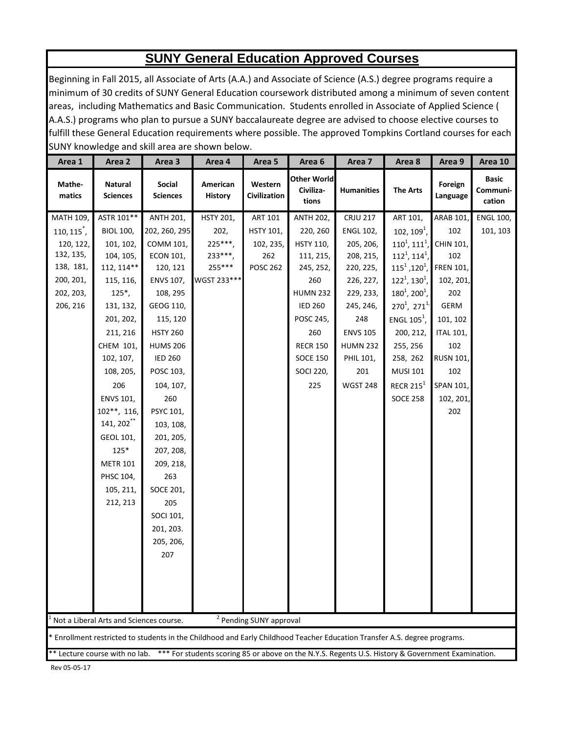# SUNY General Education Approved Courses

Beginning in Fall 2015, all Associate of Arts (A.A.) and Associate of Science (A.S.) degree programs require a minimum of 30 credits of SUNY General Education coursework distributed among a minimum of seven content areas, including Mathematics and Basic Communication. Students enrolled in Associate of Applied Science ( A.A.S.) programs who plan to pursue a SUNY baccalaureate degree are advised to choose elective courses to fulfill these General Education requirements where possible. The approved Tompkins Cortland courses for each SUNY knowledge and skill area are shown below.

| Area 1 | Area 2 | Area 3 | Area 4 | Area 5 | Area 6 | Area 7 | Area 8 | Area 9 | Area 10 |
|---|---|---|---|---|---|---|---|---|---|
| **Mathematics** | **Natural Sciences** | **Social Sciences** | **American History** | **Western Civilization** | **Other World Civilizations** | **Humanities** | **The Arts** | **Foreign Language** | **Basic Communication** |
| MATH 109, 110, 115*, 120, 122, 132, 135, 138, 181, 200, 201, 202, 203, 206, 216 | ASTR 101** BIOL 100, 101, 102, 104, 105, 112, 114** 115, 116, 125*, 131, 132, 201, 202, 211, 216 CHEM 101, 102, 107, 108, 205, 206 ENVS 101, 102**, 116, 141, 202** GEOL 101, 125* METR 101 PHSC 104, 105, 211, 212, 213 | ANTH 201, 202, 260, 295 COMM 101, ECON 101, 120, 121 ENVS 107, 108, 295 GEOG 110, 115, 120 HSTY 260 HUMS 206 IED 260 POSC 103, 104, 107, 260 PSYC 101, 103, 108, 201, 205, 207, 208, 209, 218, 263 SOCE 201, 205 SOCI 101, 201, 203. 205, 206, 207 | HSTY 201, 202, 225***, 233***, 255*** WGST 233*** | ART 101 HSTY 101, 102, 235, 262 POSC 262 | ANTH 202, 220, 260 HSTY 110, 111, 215, 245, 252, 260 HUMN 232 IED 260 POSC 245, 260 RECR 150 SOCE 150 SOCI 220, 225 | CRJU 217 ENGL 102, 205, 206, 208, 215, 220, 225, 226, 227, 229, 233, 245, 246, 248 ENVS 105 HUMN 232 PHIL 101, 201 WGST 248 | ART 101, 102, 109[1], 110[1], 111[1], 112[1], 114[1], 115[1], 120[1], 122[1], 130[1], 180[1], 200[1], 270[1], 271[1], ENGL 105[1], 200, 212, 255, 256 258, 262 MUSI 101 RECR 215[1] SOCE 258 | ARAB 101, 102 CHIN 101, 102 FREN 101, 102, 201, 202 GERM 101, 102 ITAL 101, 102 RUSN 101, 102 SPAN 101, 102, 201, 202 | ENGL 100, 101, 103 |

[1] Not a Liberal Arts and Sciences course. [2] Pending SUNY approval

\* Enrollment restricted to students in the Childhood and Early Childhood Teacher Education Transfer A.S. degree programs.

\*\* Lecture course with no lab. \*\*\* For students scoring 85 or above on the N.Y.S. Regents U.S. History & Government Examination.

Rev 05-05-17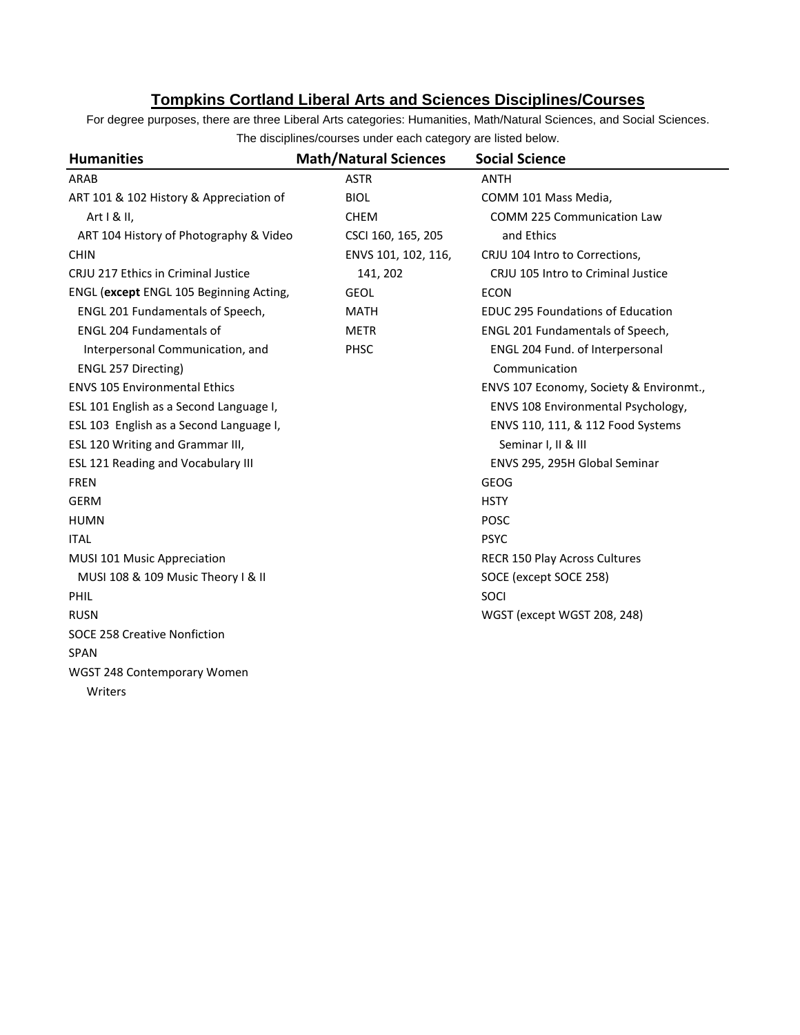# Tompkins Cortland Liberal Arts and Sciences Disciplines/Courses

For degree purposes, there are three Liberal Arts categories: Humanities, Math/Natural Sciences, and Social Sciences. The disciplines/courses under each category are listed below.

| Humanities | Math/Natural Sciences | Social Science |
|---|---|---|
| ARAB | ASTR | ANTH |
| ART 101 & 102 History & Appreciation of Art I & II, ART 104 History of Photography & Video | BIOL | COMM 101 Mass Media, COMM 225 Communication Law and Ethics |
| CHIN | CHEM | CRJU 104 Intro to Corrections, CRJU 105 Intro to Criminal Justice |
| CRJU 217 Ethics in Criminal Justice | CSCI 160, 165, 205 | ECON |
| ENGL (**except** ENGL 105 Beginning Acting, ENGL 201 Fundamentals of Speech, ENGL 204 Fundamentals of Interpersonal Communication, and ENGL 257 Directing) | ENVS 101, 102, 116, 141, 202 | EDUC 295 Foundations of Education |
| ENVS 105 Environmental Ethics | GEOL | ENGL 201 Fundamentals of Speech, ENGL 204 Fund. of Interpersonal Communication |
| ESL 101 English as a Second Language I, ESL 103 English as a Second Language I, ESL 120 Writing and Grammar III, ESL 121 Reading and Vocabulary III | MATH | ENVS 107 Economy, Society & Environmt., ENVS 108 Environmental Psychology, ENVS 110, 111, & 112 Food Systems Seminar I, II & III, ENVS 295, 295H Global Seminar |
| FREN | METR | GEOG |
| GERM | PHSC | HSTY |
| HUMN | | POSC |
| ITAL | | PSYC |
| MUSI 101 Music Appreciation, MUSI 108 & 109 Music Theory I & II | | RECR 150 Play Across Cultures |
| PHIL | | SOCE (except SOCE 258) |
| RUSN | | SOCI |
| SOCE 258 Creative Nonfiction | | WGST (except WGST 208, 248) |
| SPAN | | |
| WGST 248 Contemporary Women Writers | | |